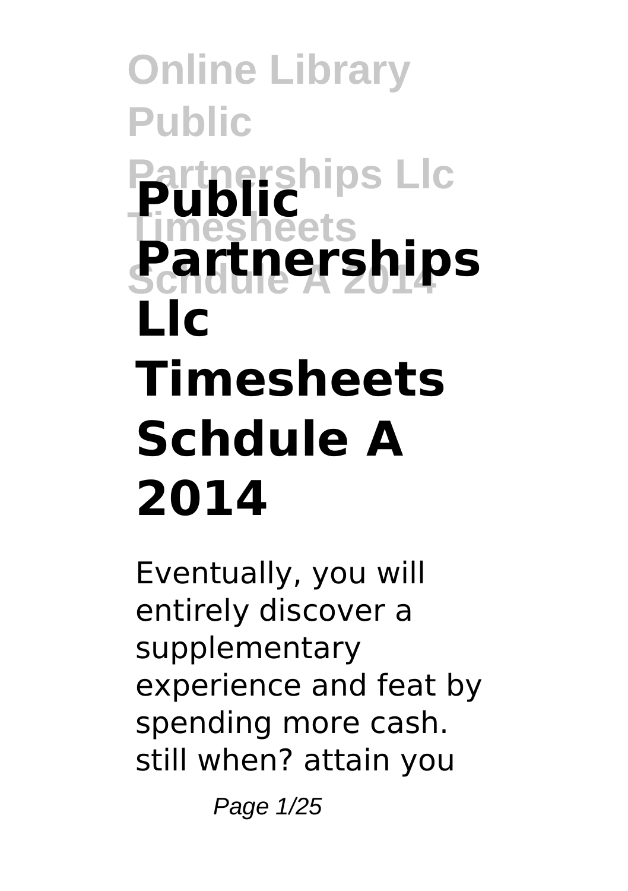# Public Partnerships Llc Timesheets Schdule A 2014

Eventually, you will entirely discover a supplementary experience and feat by spending more cash. still when? attain you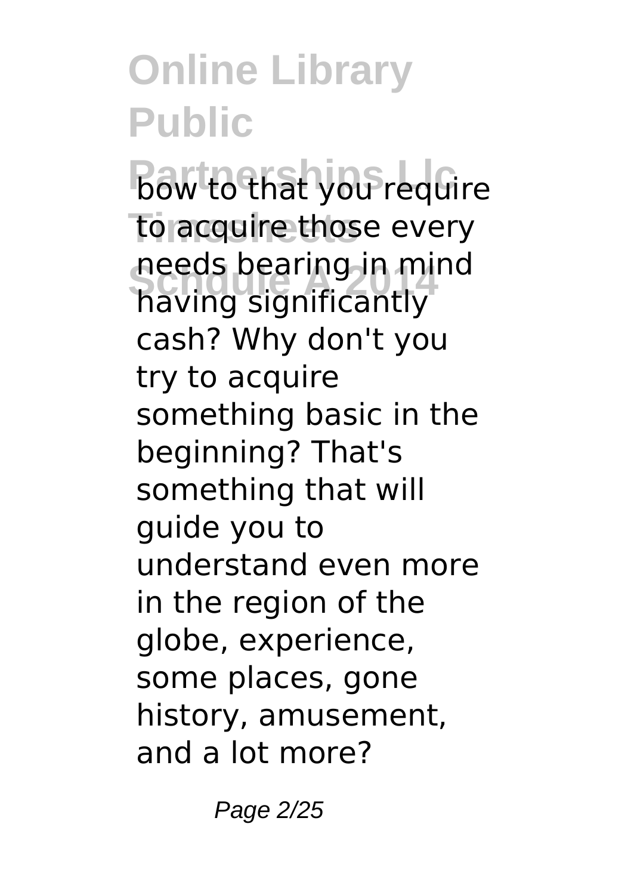bow to that you require to acquire those every needs bearing in mind having significantly cash? Why don't you try to acquire something basic in the beginning? That's something that will guide you to understand even more in the region of the globe, experience, some places, gone history, amusement, and a lot more?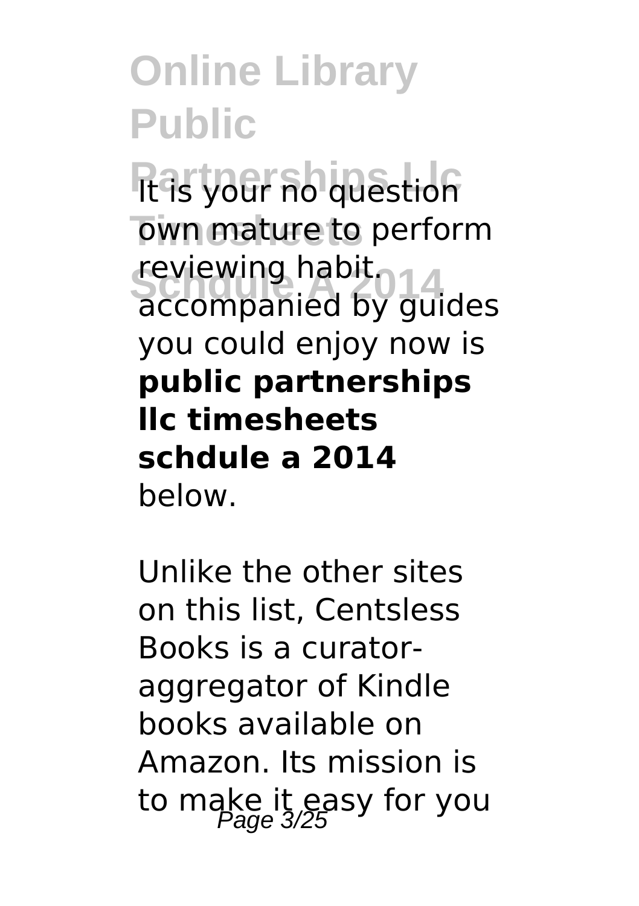It is your no question own mature to perform reviewing habit. accompanied by guides you could enjoy now is **public partnerships llc timesheets schdule a 2014** below.

Unlike the other sites on this list, Centsless Books is a curator-aggregator of Kindle books available on Amazon. Its mission is to make it easy for you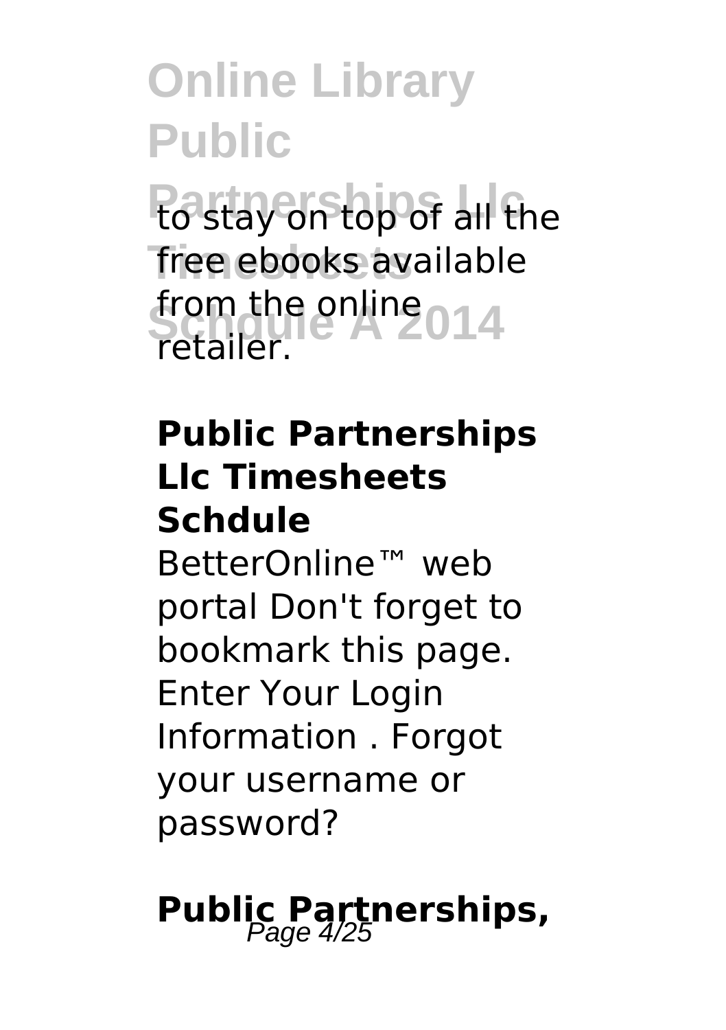to stay on top of all the free ebooks available from the online retailer.

**Public Partnerships Llc Timesheets Schdule**

BetterOnline™ web portal Don't forget to bookmark this page. Enter Your Login Information . Forgot your username or password?

**Public Partnerships,**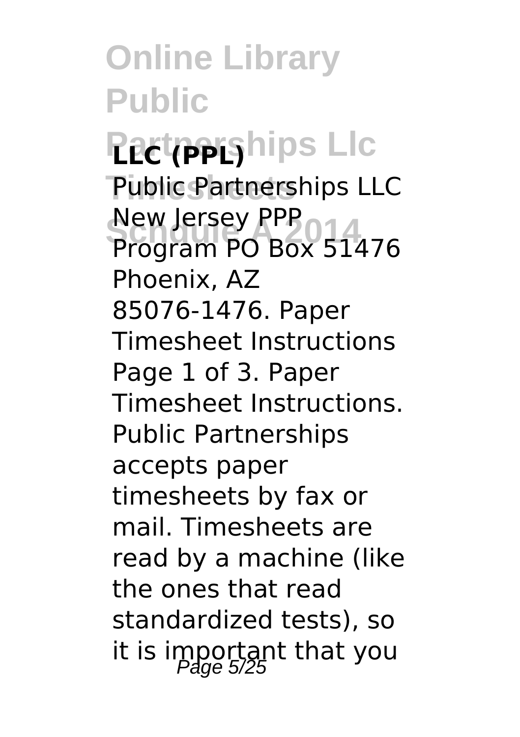**LLC (PPL)**

Public Partnerships LLC New Jersey PPP Program PO Box 51476 Phoenix, AZ 85076-1476. Paper Timesheet Instructions Page 1 of 3. Paper Timesheet Instructions. Public Partnerships accepts paper timesheets by fax or mail. Timesheets are read by a machine (like the ones that read standardized tests), so it is important that you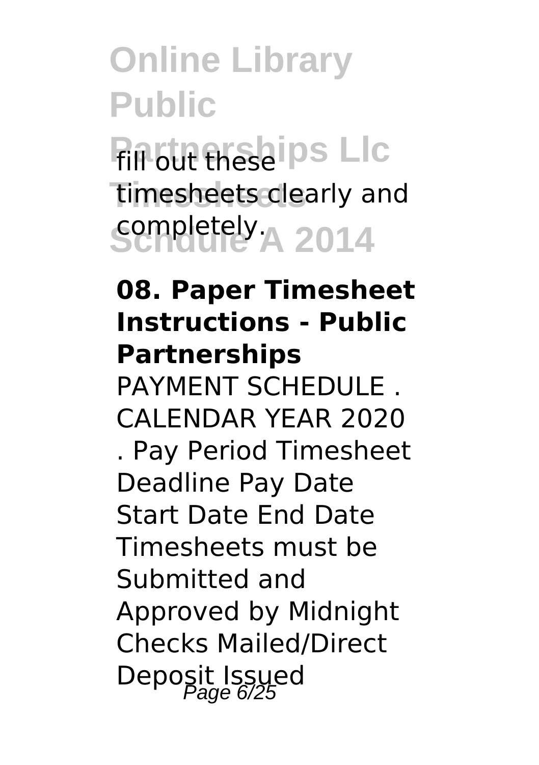fill out these timesheets clearly and completely.

**08. Paper Timesheet Instructions - Public Partnerships**

PAYMENT SCHEDULE . CALENDAR YEAR 2020 . Pay Period Timesheet Deadline Pay Date Start Date End Date Timesheets must be Submitted and Approved by Midnight Checks Mailed/Direct Deposit Issued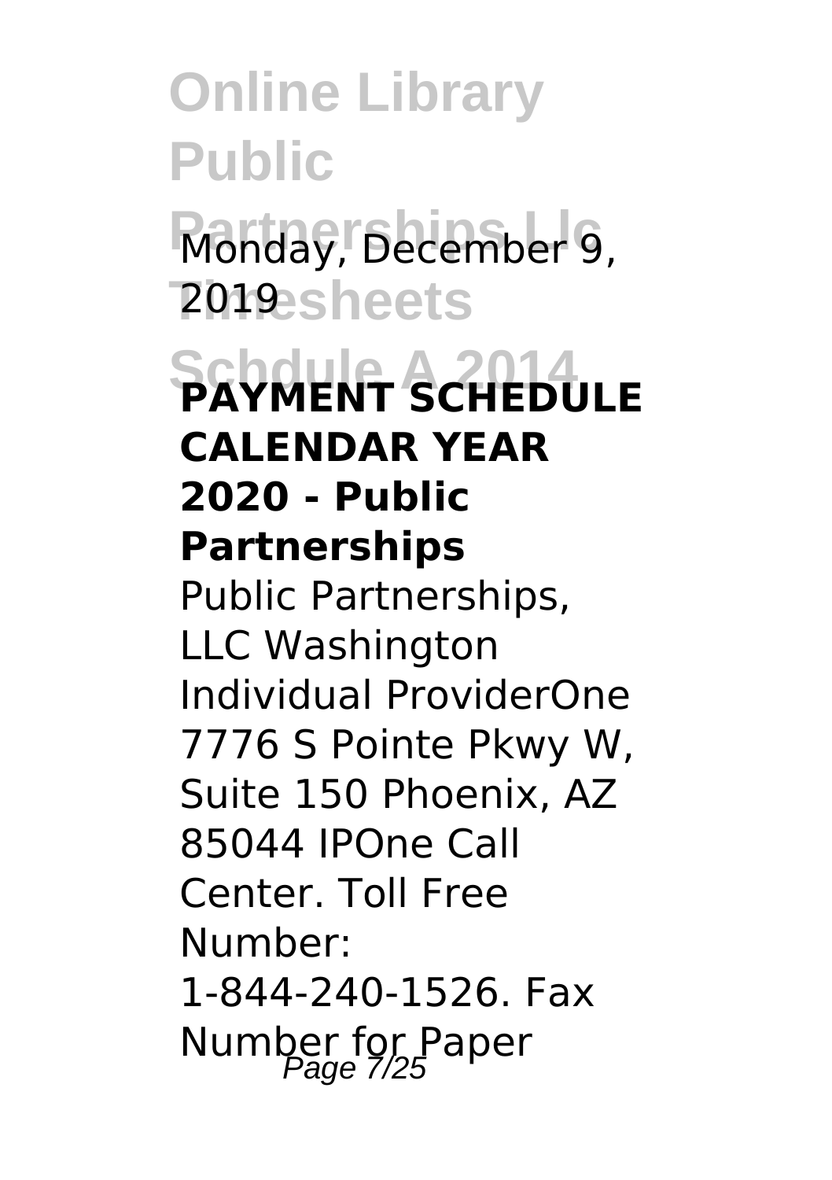Monday, December 9, 2019

**PAYMENT SCHEDULE CALENDAR YEAR 2020 - Public Partnerships**

Public Partnerships, LLC Washington Individual ProviderOne 7776 S Pointe Pkwy W, Suite 150 Phoenix, AZ 85044 IPOne Call Center. Toll Free Number: 1-844-240-1526. Fax Number for Paper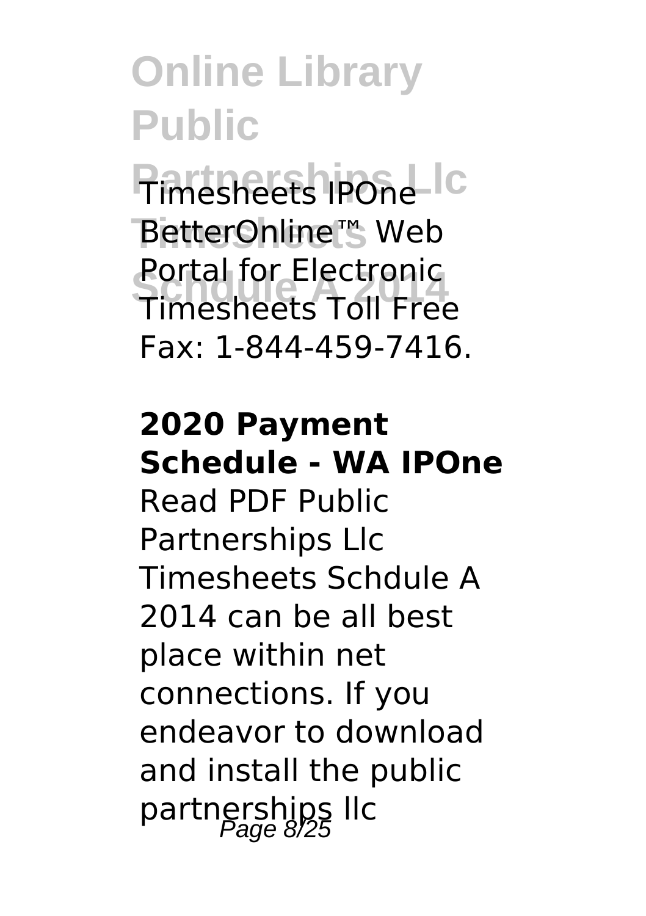Timesheets IPOne BetterOnline™ Web Portal for Electronic Timesheets Toll Free Fax: 1-844-459-7416.

**2020 Payment Schedule - WA IPOne**

Read PDF Public Partnerships Llc Timesheets Schdule A 2014 can be all best place within net connections. If you endeavor to download and install the public partnerships llc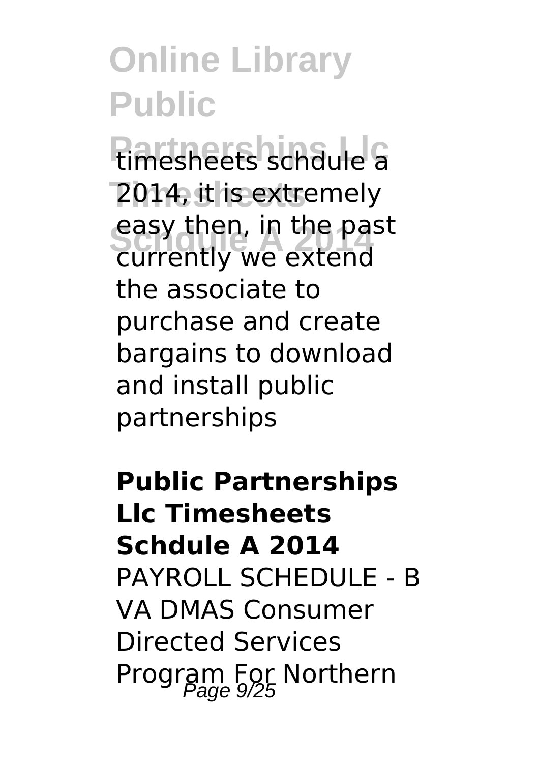timesheets schdule a 2014, it is extremely easy then, in the past currently we extend the associate to purchase and create bargains to download and install public partnerships

**Public Partnerships Llc Timesheets Schdule A 2014**

PAYROLL SCHEDULE - B VA DMAS Consumer Directed Services Program For Northern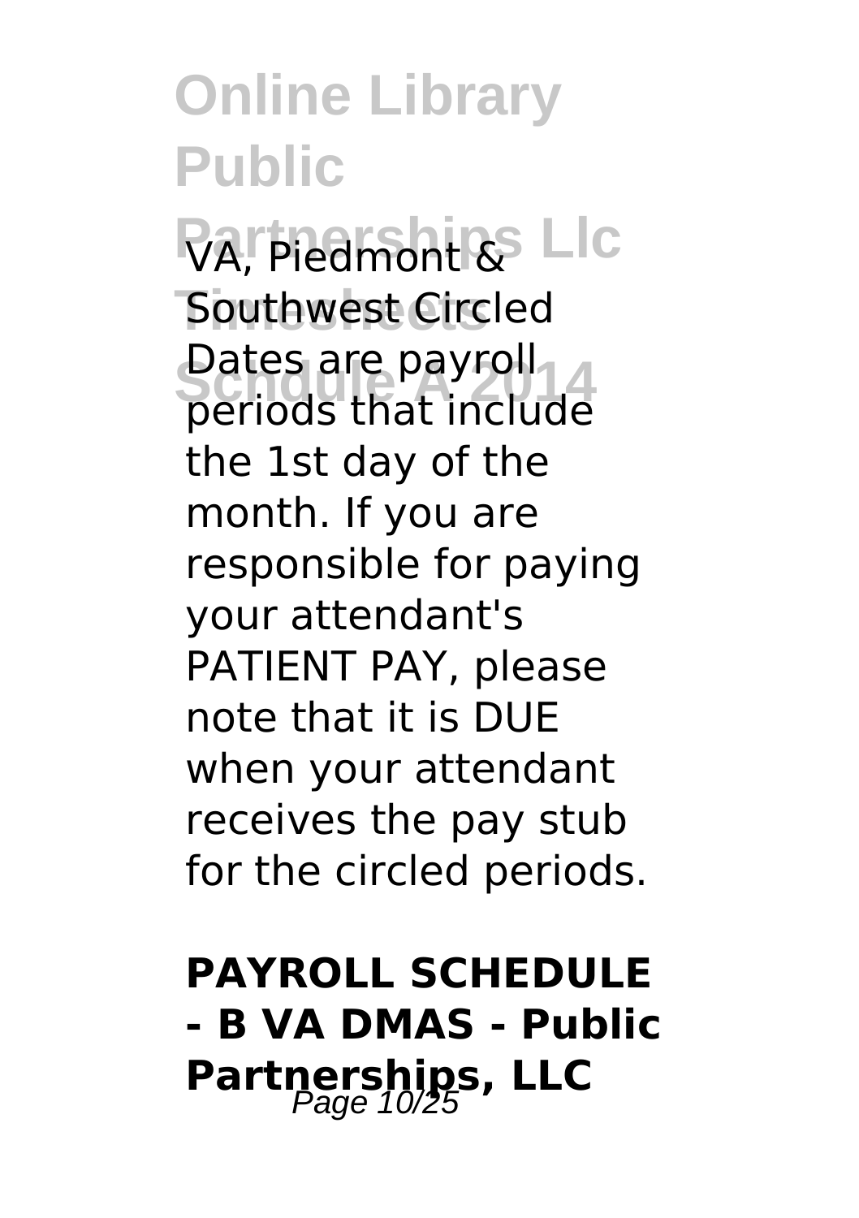VA, Piedmont & Southwest Circled Dates are payroll periods that include the 1st day of the month. If you are responsible for paying your attendant's PATIENT PAY, please note that it is DUE when your attendant receives the pay stub for the circled periods.

**PAYROLL SCHEDULE - B VA DMAS - Public Partnerships, LLC**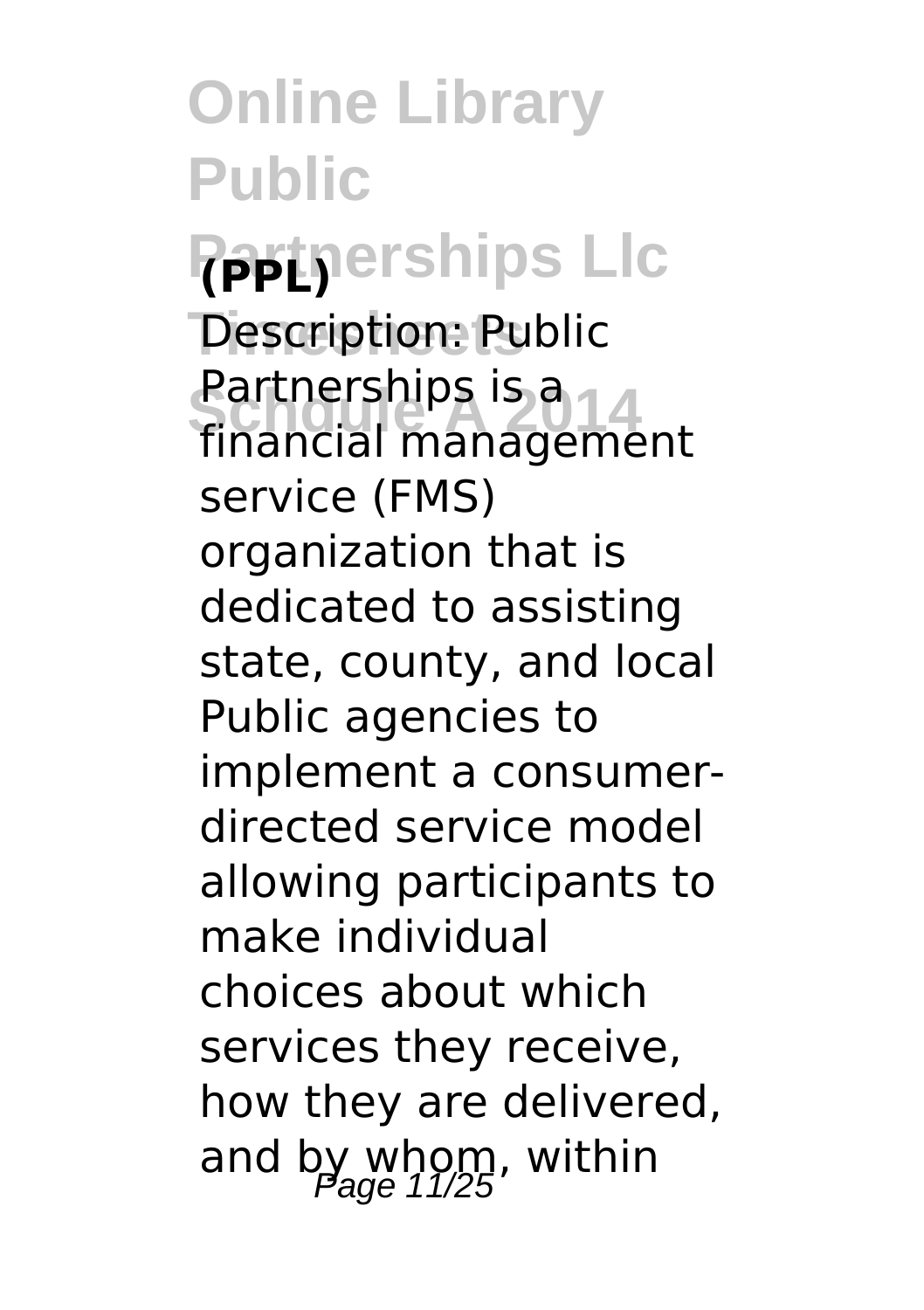**(PPL)**

Description: Public Partnerships is a financial management service (FMS) organization that is dedicated to assisting state, county, and local Public agencies to implement a consumer-directed service model allowing participants to make individual choices about which services they receive, how they are delivered, and by whom, within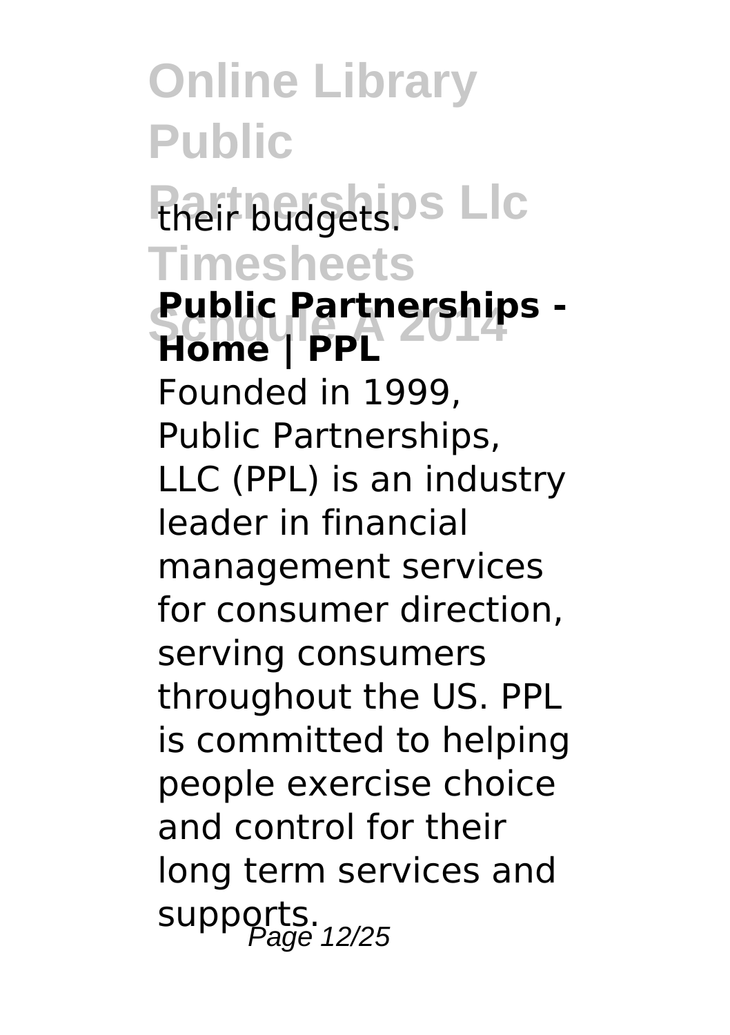their budgets.

**Public Partnerships - Home | PPL**

Founded in 1999, Public Partnerships, LLC (PPL) is an industry leader in financial management services for consumer direction, serving consumers throughout the US. PPL is committed to helping people exercise choice and control for their long term services and supports.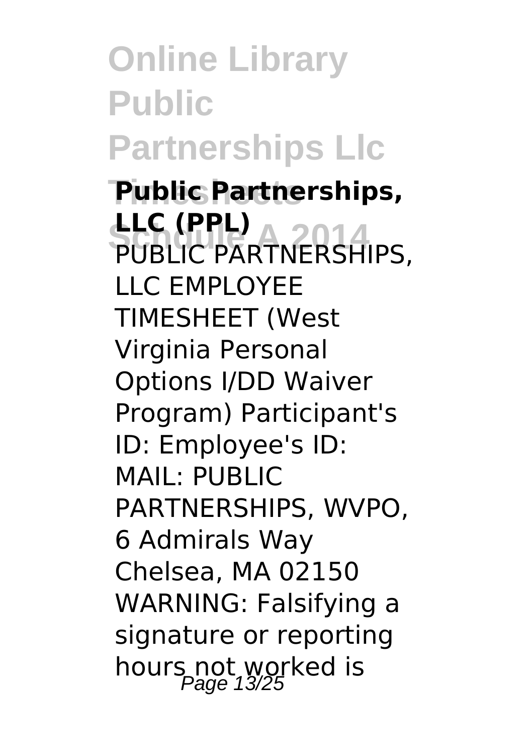**Public Partnerships, LLC (PPL)**

PUBLIC PARTNERSHIPS, LLC EMPLOYEE TIMESHEET (West Virginia Personal Options I/DD Waiver Program) Participant's ID: Employee's ID: MAIL: PUBLIC PARTNERSHIPS, WVPO, 6 Admirals Way Chelsea, MA 02150 WARNING: Falsifying a signature or reporting hours not worked is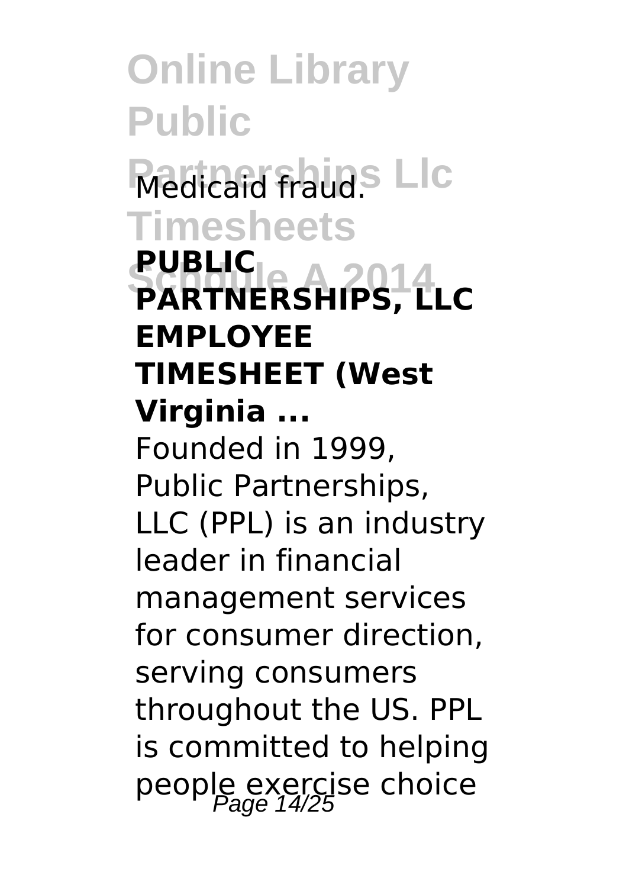Medicaid fraud.

**PUBLIC PARTNERSHIPS, LLC EMPLOYEE TIMESHEET (West Virginia ...**

Founded in 1999, Public Partnerships, LLC (PPL) is an industry leader in financial management services for consumer direction, serving consumers throughout the US. PPL is committed to helping people exercise choice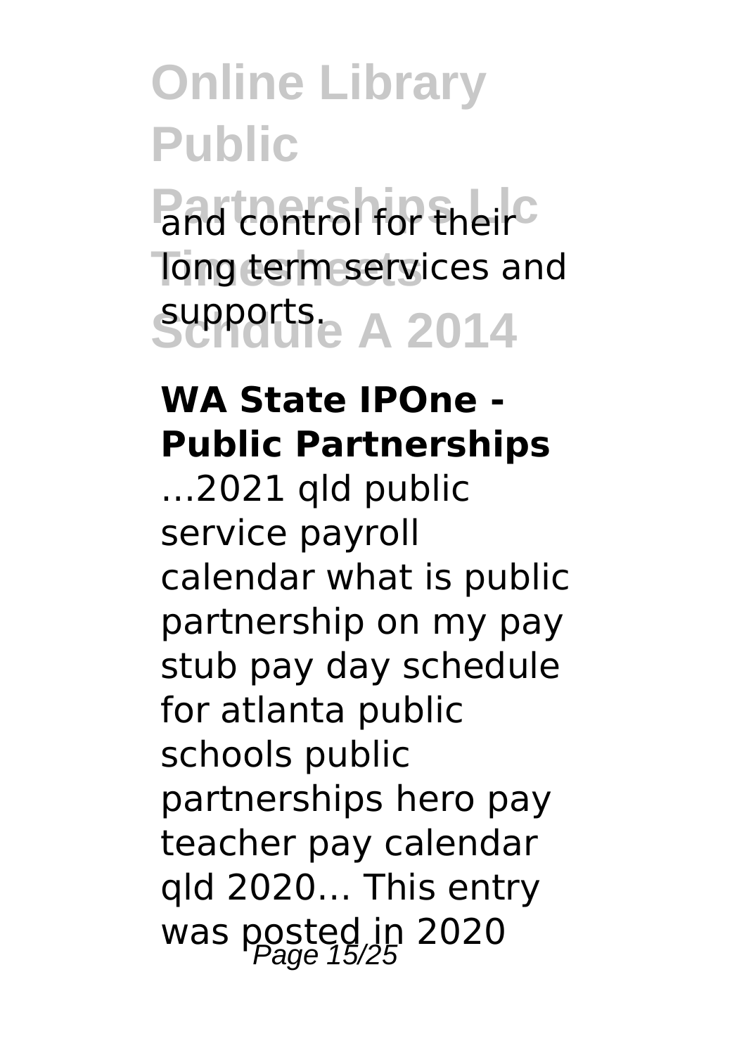and control for their long term services and supports.

**WA State IPOne - Public Partnerships**

…2021 qld public service payroll calendar what is public partnership on my pay stub pay day schedule for atlanta public schools public partnerships hero pay teacher pay calendar qld 2020… This entry was posted in 2020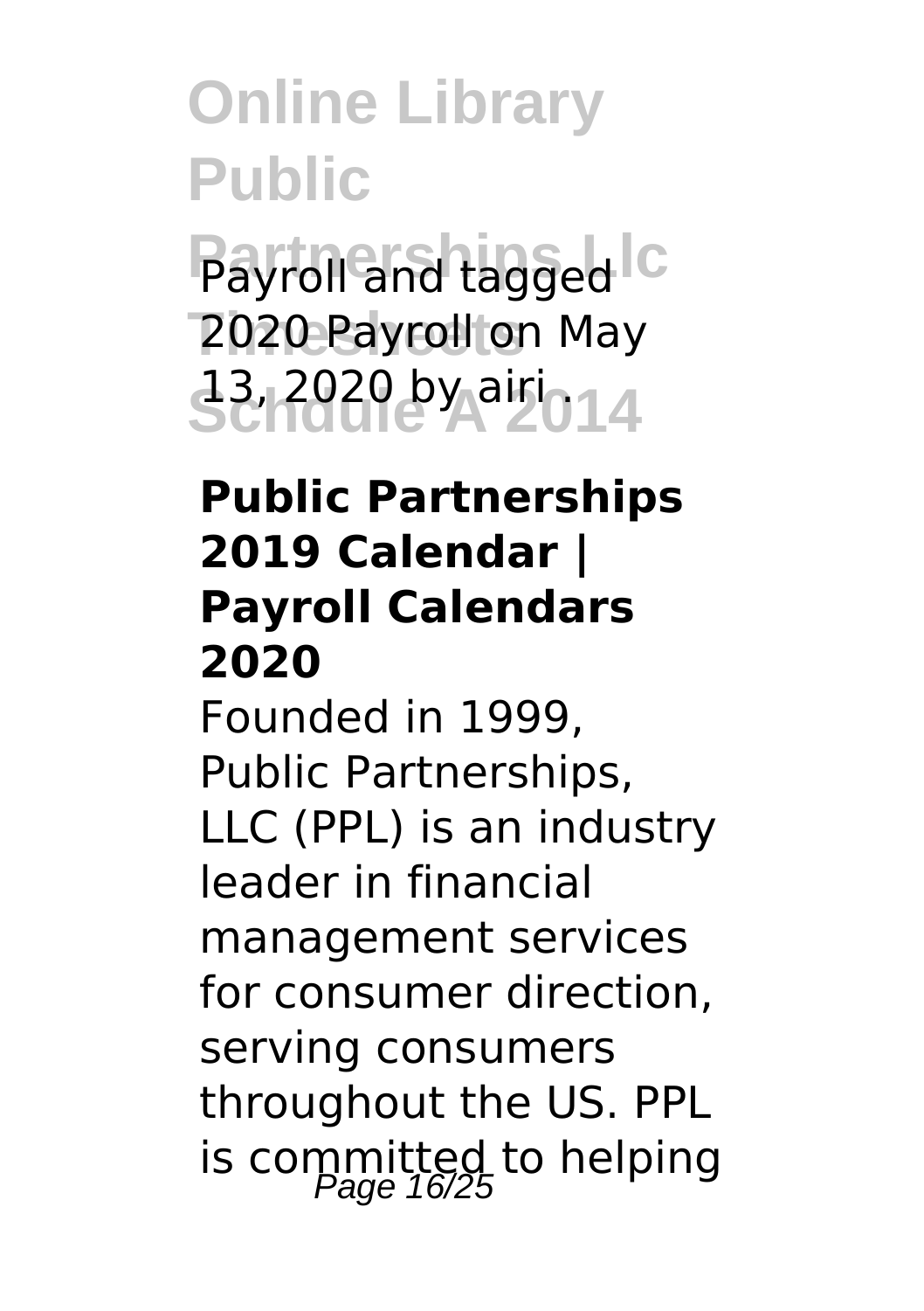Payroll and tagged 2020 Payroll on May 13, 2020 by airi .

**Public Partnerships 2019 Calendar | Payroll Calendars 2020**

Founded in 1999, Public Partnerships, LLC (PPL) is an industry leader in financial management services for consumer direction, serving consumers throughout the US. PPL is committed to helping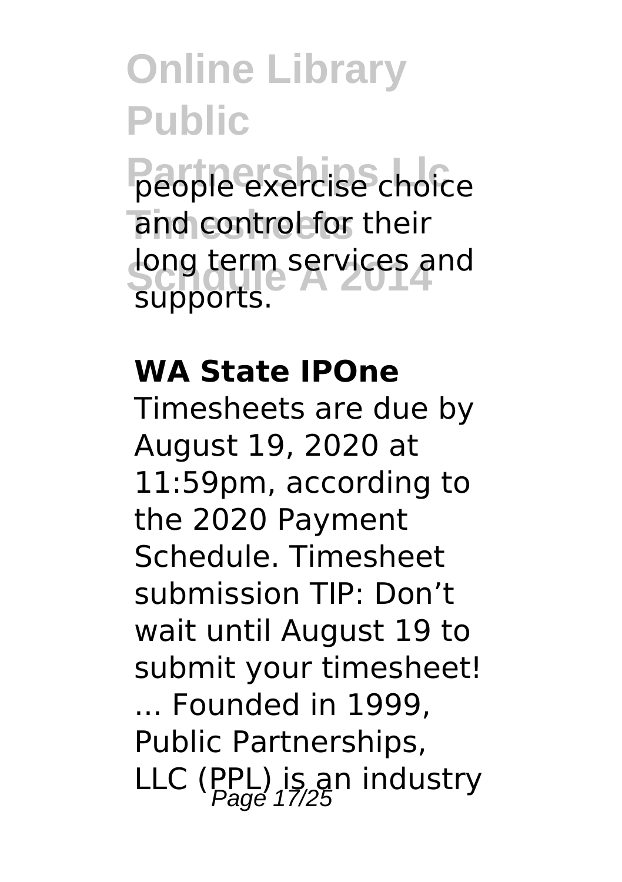people exercise choice and control for their long term services and supports.

**WA State IPOne**

Timesheets are due by August 19, 2020 at 11:59pm, according to the 2020 Payment Schedule. Timesheet submission TIP: Don't wait until August 19 to submit your timesheet! ... Founded in 1999, Public Partnerships, LLC (PPL) is an industry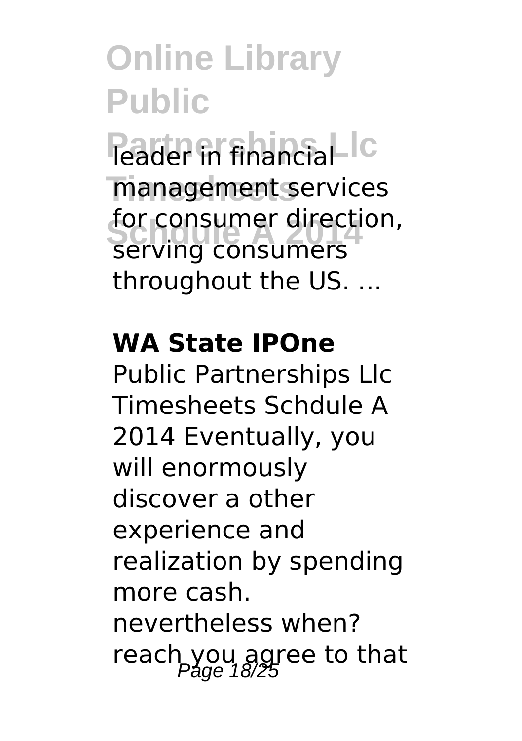leader in financial management services for consumer direction, serving consumers throughout the US. ...

**WA State IPOne**

Public Partnerships Llc Timesheets Schdule A 2014 Eventually, you will enormously discover a other experience and realization by spending more cash. nevertheless when? reach you agree to that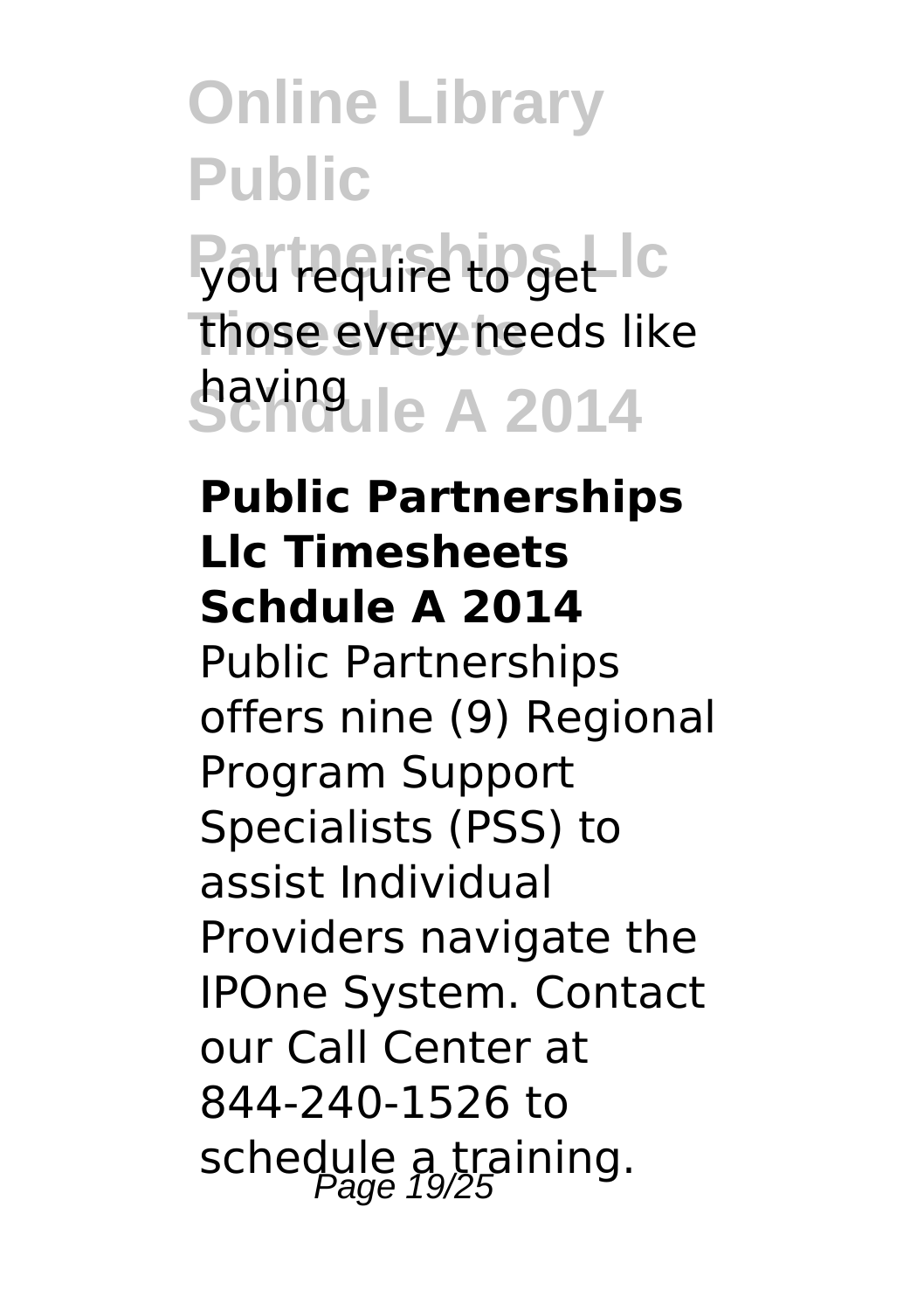you require to get those every needs like having

## Public Partnerships Llc Timesheets Schdule A 2014

Public Partnerships offers nine (9) Regional Program Support Specialists (PSS) to assist Individual Providers navigate the IPOne System. Contact our Call Center at 844-240-1526 to schedule a training.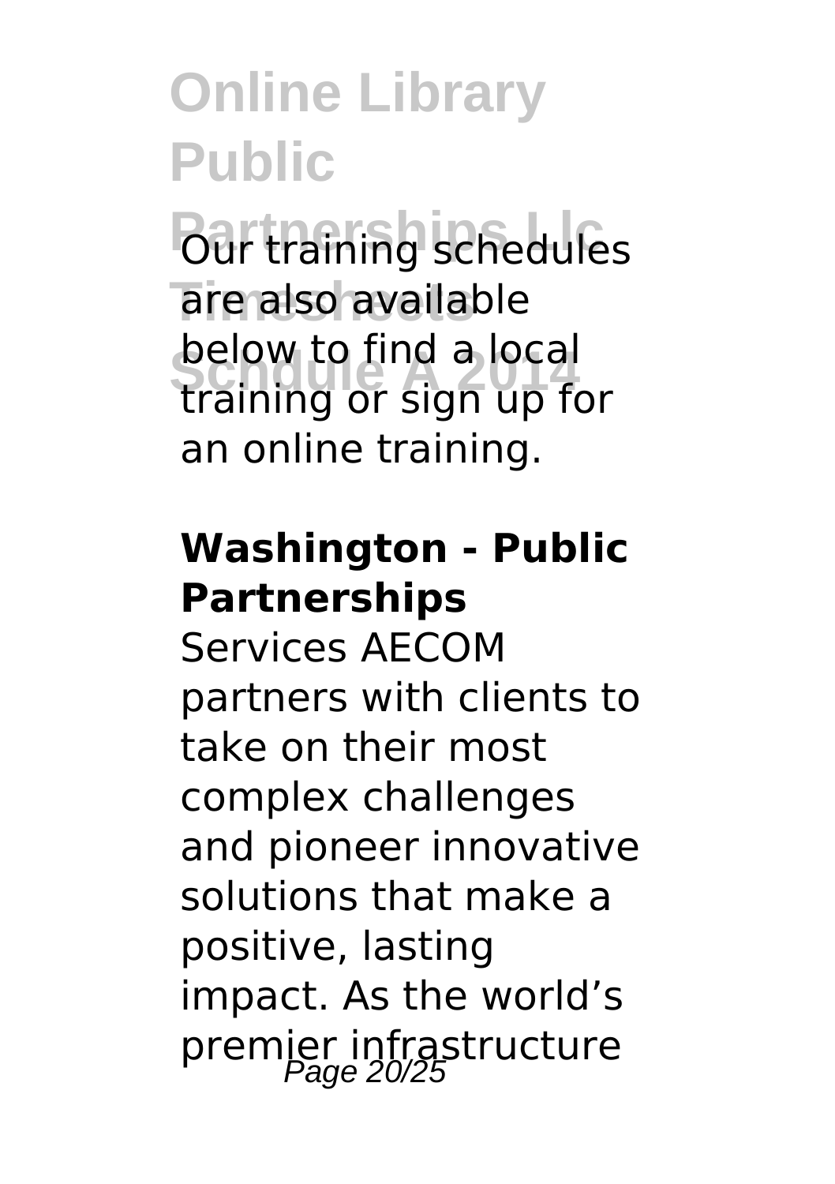Our training schedules are also available below to find a local training or sign up for an online training.

**Washington - Public Partnerships**

Services AECOM partners with clients to take on their most complex challenges and pioneer innovative solutions that make a positive, lasting impact. As the world's premier infrastructure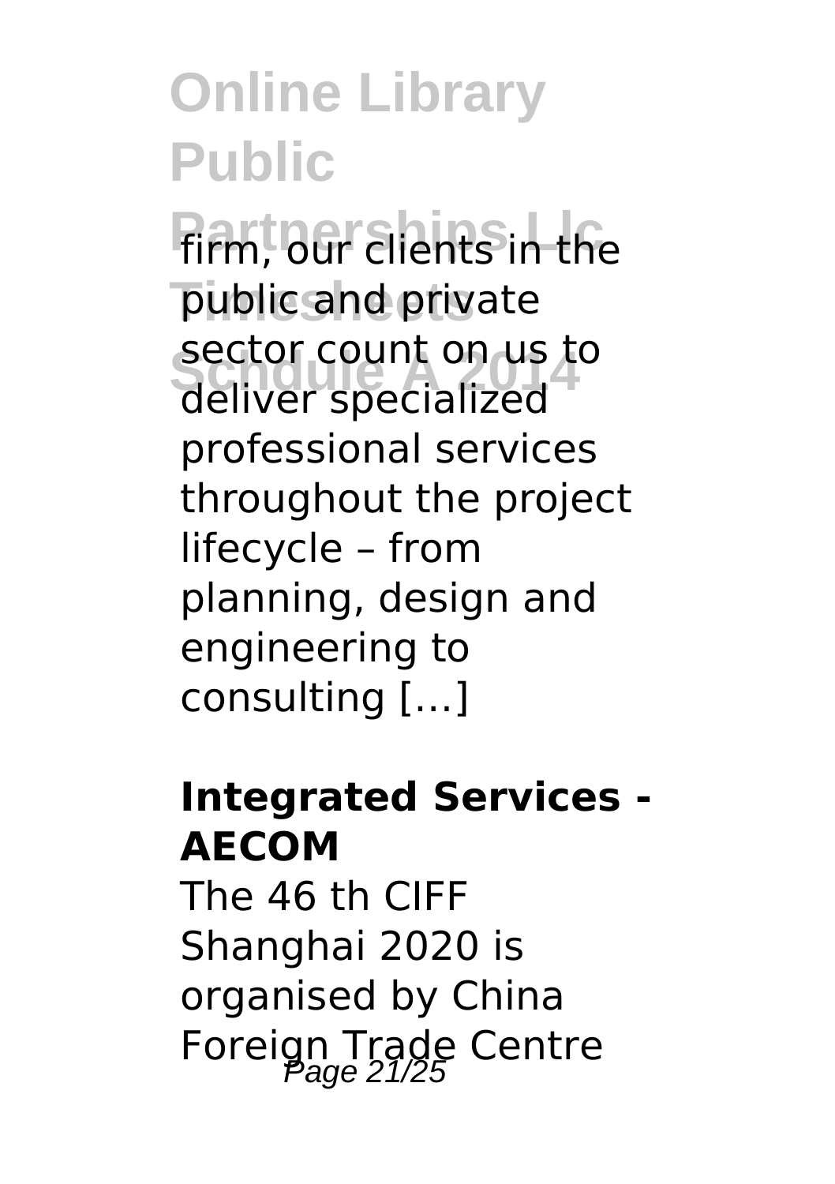firm, our clients in the public and private sector count on us to deliver specialized professional services throughout the project lifecycle – from planning, design and engineering to consulting […]

**Integrated Services - AECOM**

The 46 th CIFF Shanghai 2020 is organised by China Foreign Trade Centre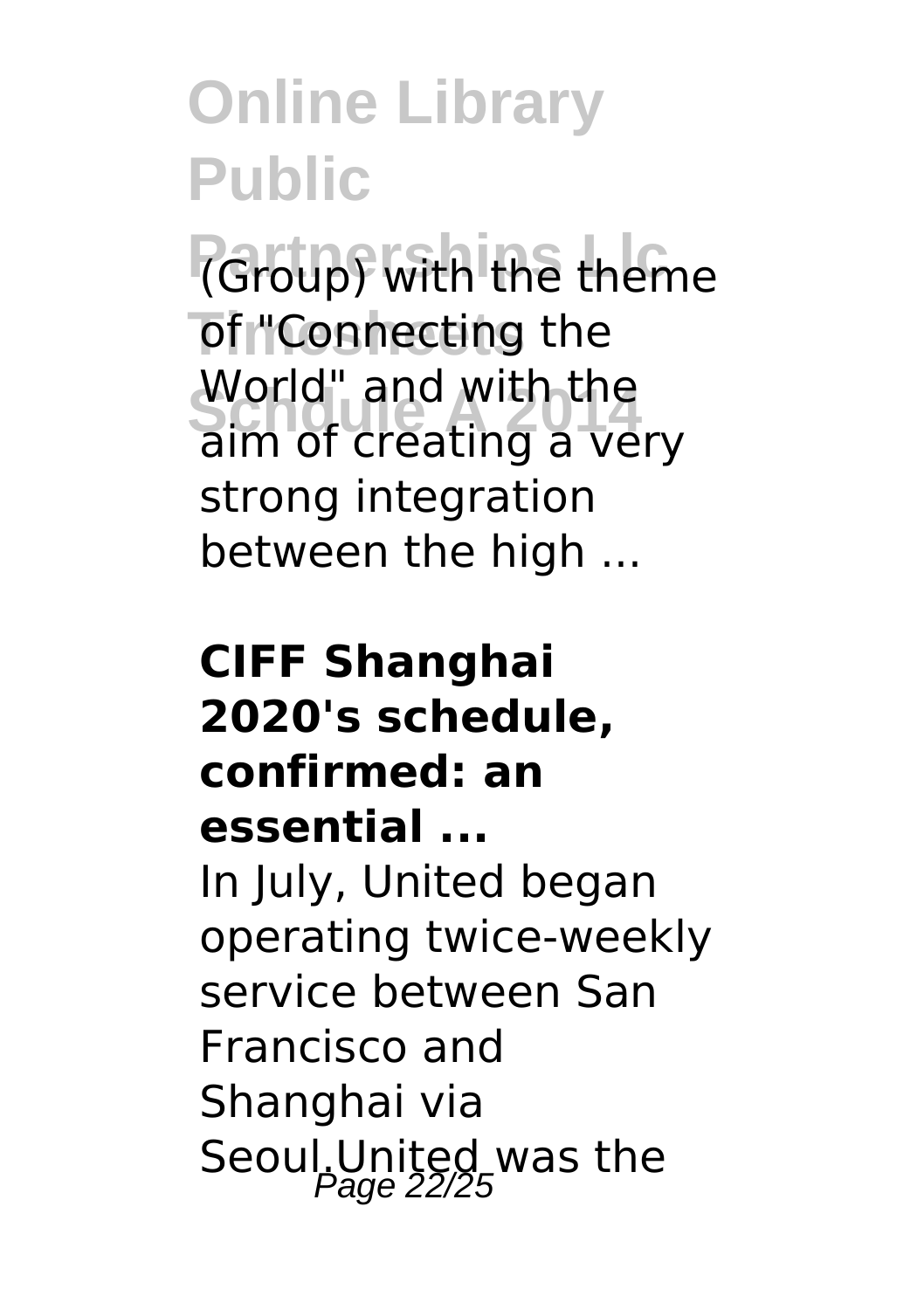(Group) with the theme of "Connecting the World" and with the aim of creating a very strong integration between the high ...

**CIFF Shanghai 2020's schedule, confirmed: an essential ...**

In July, United began operating twice-weekly service between San Francisco and Shanghai via Seoul.United was the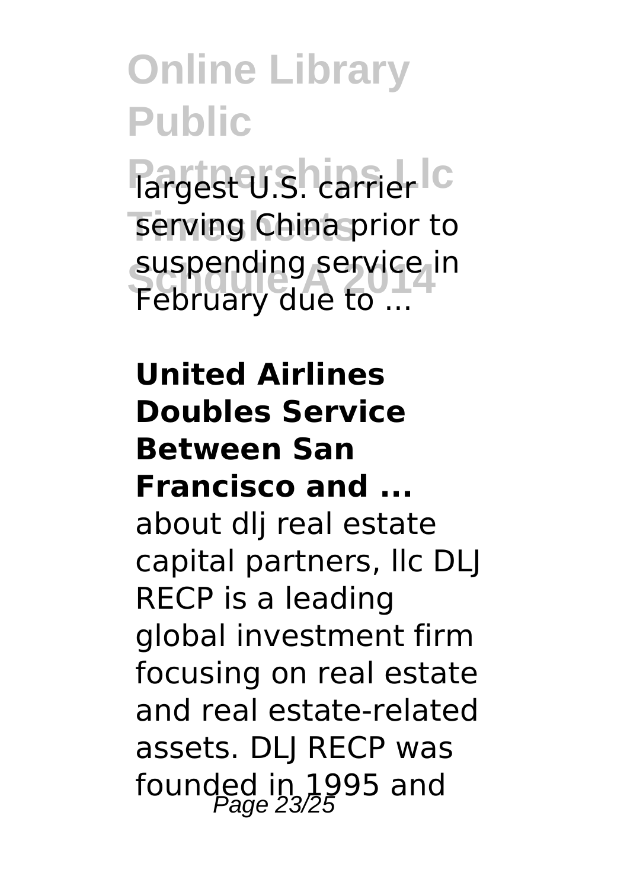largest U.S. carrier serving China prior to suspending service in February due to ...

**United Airlines Doubles Service Between San Francisco and ...**

about dlj real estate capital partners, llc DLJ RECP is a leading global investment firm focusing on real estate and real estate-related assets. DLJ RECP was founded in 1995 and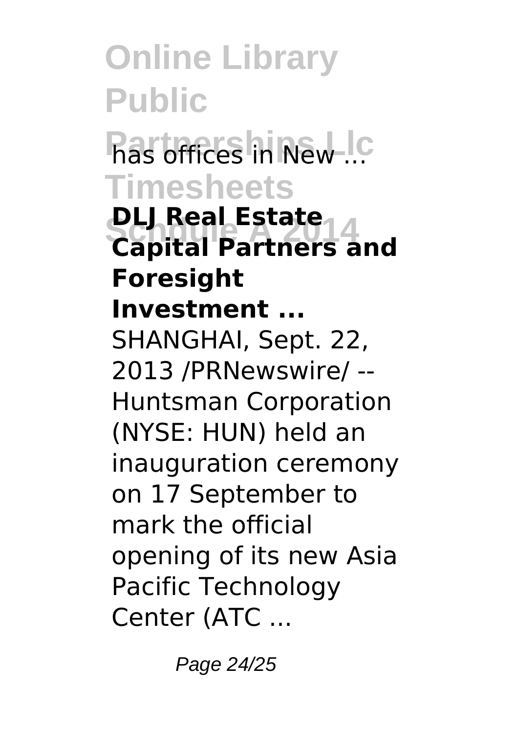has offices in New ...

**DLJ Real Estate Capital Partners and Foresight Investment ...**

SHANGHAI, Sept. 22, 2013 /PRNewswire/ -- Huntsman Corporation (NYSE: HUN) held an inauguration ceremony on 17 September to mark the official opening of its new Asia Pacific Technology Center (ATC ...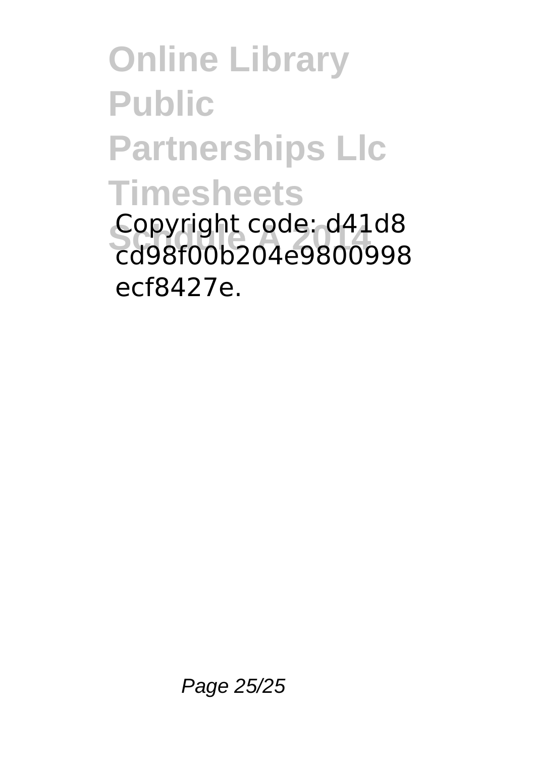Copyright code: d41d8cd98f00b204e9800998ecf8427e.